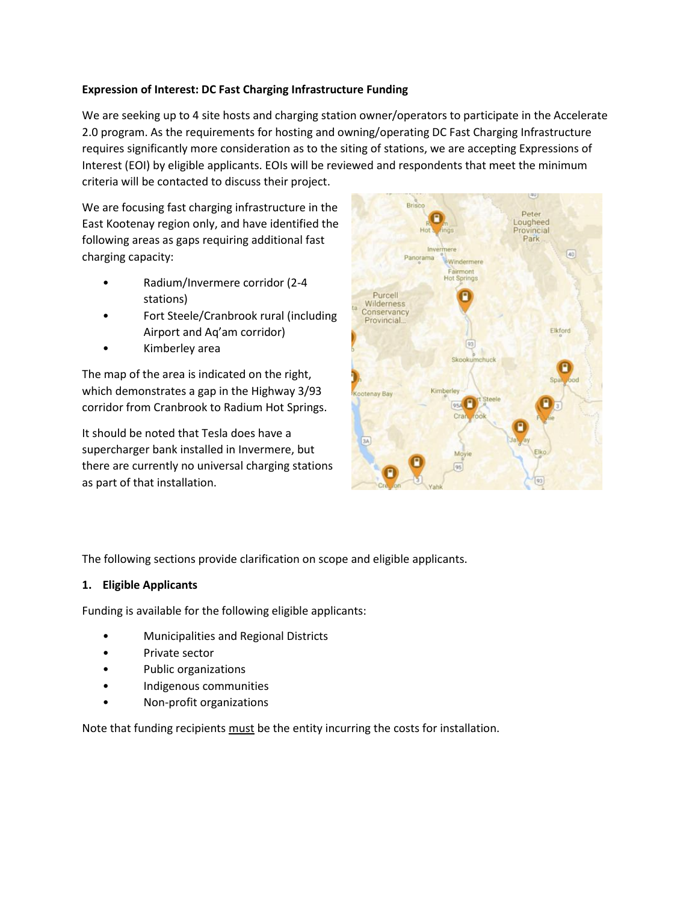**Expression of Interest: DC Fast Charging Infrastructure Funding**

We are seeking up to 4 site hosts and charging station owner/operators to participate in the Accelerate 2.0 program. As the requirements for hosting and owning/operating DC Fast Charging Infrastructure requires significantly more consideration as to the siting of stations, we are accepting Expressions of Interest (EOI) by eligible applicants. EOIs will be reviewed and respondents that meet the minimum criteria will be contacted to discuss their project.

We are focusing fast charging infrastructure in the East Kootenay region only, and have identified the following areas as gaps requiring additional fast charging capacity:

- Radium/Invermere corridor (2-4 stations)
- Fort Steele/Cranbrook rural (including Airport and Aq'am corridor)
- Kimberley area

The map of the area is indicated on the right, which demonstrates a gap in the Highway 3/93 corridor from Cranbrook to Radium Hot Springs.

It should be noted that Tesla does have a supercharger bank installed in Invermere, but there are currently no universal charging stations as part of that installation.

The following sections provide clarification on scope and eligible applicants.

## 1. Eligible Applicants

Funding is available for the following eligible applicants:

- Municipalities and Regional Districts
- Private sector
- Public organizations
- Indigenous communities
- Non-profit organizations

Note that funding recipients must be the entity incurring the costs for installation.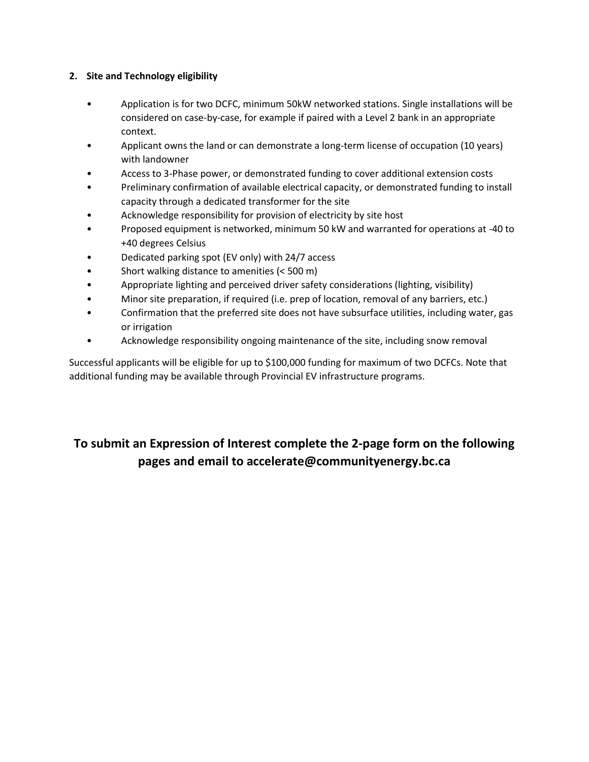2. **Site and Technology eligibility**

- Application is for two DCFC, minimum 50kW networked stations. Single installations will be considered on case-by-case, for example if paired with a Level 2 bank in an appropriate context.
- Applicant owns the land or can demonstrate a long-term license of occupation (10 years) with landowner
- Access to 3-Phase power, or demonstrated funding to cover additional extension costs
- Preliminary confirmation of available electrical capacity, or demonstrated funding to install capacity through a dedicated transformer for the site
- Acknowledge responsibility for provision of electricity by site host
- Proposed equipment is networked, minimum 50 kW and warranted for operations at -40 to +40 degrees Celsius
- Dedicated parking spot (EV only) with 24/7 access
- Short walking distance to amenities (< 500 m)
- Appropriate lighting and perceived driver safety considerations (lighting, visibility)
- Minor site preparation, if required (i.e. prep of location, removal of any barriers, etc.)
- Confirmation that the preferred site does not have subsurface utilities, including water, gas or irrigation
- Acknowledge responsibility ongoing maintenance of the site, including snow removal

Successful applicants will be eligible for up to $100,000 funding for maximum of two DCFCs. Note that additional funding may be available through Provincial EV infrastructure programs.

## To submit an Expression of Interest complete the 2-page form on the following pages and email to accelerate@communityenergy.bc.ca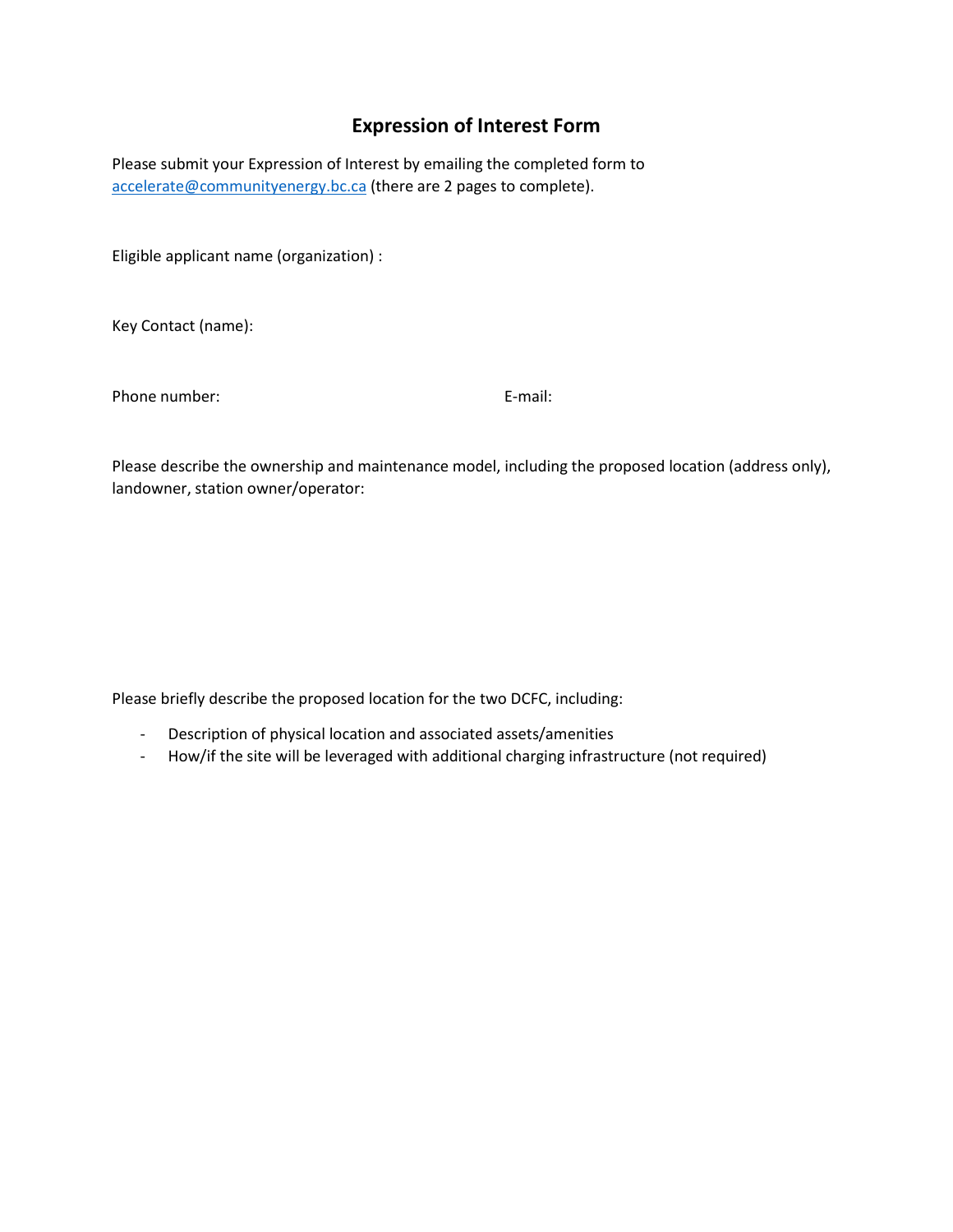# Expression of Interest Form

Please submit your Expression of Interest by emailing the completed form to accelerate@communityenergy.bc.ca (there are 2 pages to complete).

Eligible applicant name (organization) :

Key Contact (name):

Phone number: E-mail:

Please describe the ownership and maintenance model, including the proposed location (address only), landowner, station owner/operator:

Please briefly describe the proposed location for the two DCFC, including:

- Description of physical location and associated assets/amenities
- How/if the site will be leveraged with additional charging infrastructure (not required)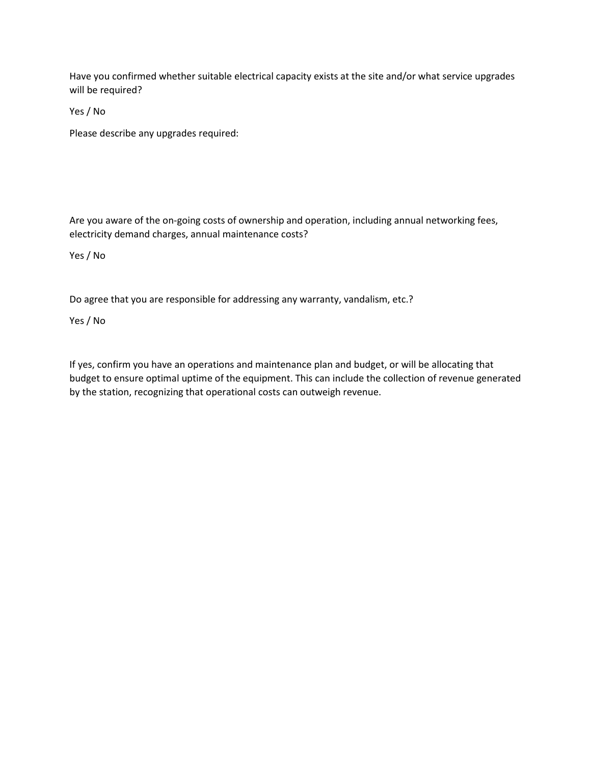Have you confirmed whether suitable electrical capacity exists at the site and/or what service upgrades will be required?

Yes / No

Please describe any upgrades required:

Are you aware of the on-going costs of ownership and operation, including annual networking fees, electricity demand charges, annual maintenance costs?

Yes / No

Do agree that you are responsible for addressing any warranty, vandalism, etc.?

Yes / No

If yes, confirm you have an operations and maintenance plan and budget, or will be allocating that budget to ensure optimal uptime of the equipment. This can include the collection of revenue generated by the station, recognizing that operational costs can outweigh revenue.